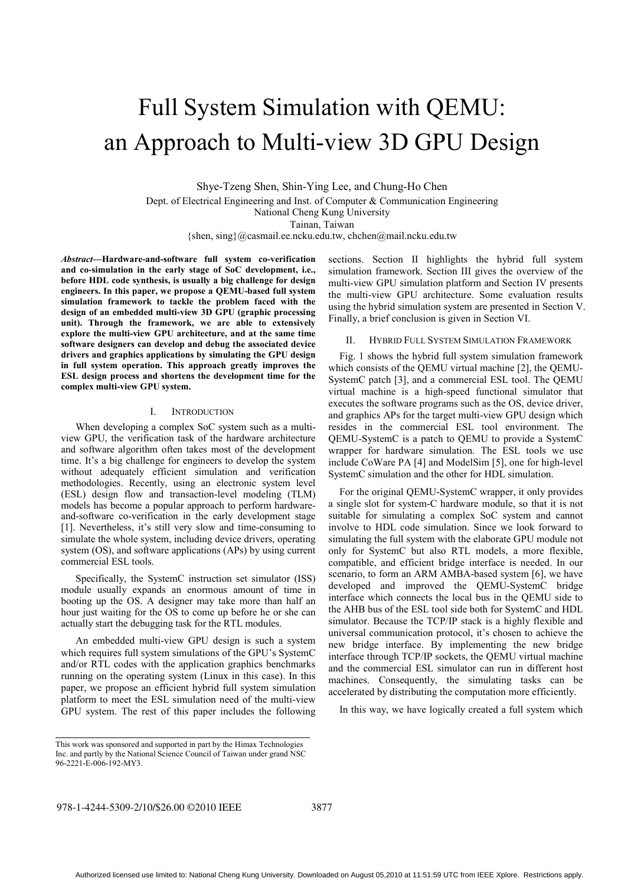# Full System Simulation with QEMU: an Approach to Multi-view 3D GPU Design

Shye-Tzeng Shen, Shin-Ying Lee, and Chung-Ho Chen

Dept. of Electrical Engineering and Inst. of Computer & Communication Engineering
National Cheng Kung University
Tainan, Taiwan
{shen, sing}@casmail.ee.ncku.edu.tw, chchen@mail.ncku.edu.tw

***Abstract*—Hardware-and-software full system co-verification and co-simulation in the early stage of SoC development, i.e., before HDL code synthesis, is usually a big challenge for design engineers. In this paper, we propose a QEMU-based full system simulation framework to tackle the problem faced with the design of an embedded multi-view 3D GPU (graphic processing unit). Through the framework, we are able to extensively explore the multi-view GPU architecture, and at the same time software designers can develop and debug the associated device drivers and graphics applications by simulating the GPU design in full system operation. This approach greatly improves the ESL design process and shortens the development time for the complex multi-view GPU system.**

## I. Introduction

When developing a complex SoC system such as a multi-view GPU, the verification task of the hardware architecture and software algorithm often takes most of the development time. It's a big challenge for engineers to develop the system without adequately efficient simulation and verification methodologies. Recently, using an electronic system level (ESL) design flow and transaction-level modeling (TLM) models has become a popular approach to perform hardware-and-software co-verification in the early development stage [1]. Nevertheless, it's still very slow and time-consuming to simulate the whole system, including device drivers, operating system (OS), and software applications (APs) by using current commercial ESL tools.

Specifically, the SystemC instruction set simulator (ISS) module usually expands an enormous amount of time in booting up the OS. A designer may take more than half an hour just waiting for the OS to come up before he or she can actually start the debugging task for the RTL modules.

An embedded multi-view GPU design is such a system which requires full system simulations of the GPU's SystemC and/or RTL codes with the application graphics benchmarks running on the operating system (Linux in this case). In this paper, we propose an efficient hybrid full system simulation platform to meet the ESL simulation need of the multi-view GPU system. The rest of this paper includes the following sections. Section II highlights the hybrid full system simulation framework. Section III gives the overview of the multi-view GPU simulation platform and Section IV presents the multi-view GPU architecture. Some evaluation results using the hybrid simulation system are presented in Section V. Finally, a brief conclusion is given in Section VI.

## II. Hybrid Full System Simulation Framework

Fig. 1 shows the hybrid full system simulation framework which consists of the QEMU virtual machine [2], the QEMU-SystemC patch [3], and a commercial ESL tool. The QEMU virtual machine is a high-speed functional simulator that executes the software programs such as the OS, device driver, and graphics APs for the target multi-view GPU design which resides in the commercial ESL tool environment. The QEMU-SystemC is a patch to QEMU to provide a SystemC wrapper for hardware simulation. The ESL tools we use include CoWare PA [4] and ModelSim [5], one for high-level SystemC simulation and the other for HDL simulation.

For the original QEMU-SystemC wrapper, it only provides a single slot for system-C hardware module, so that it is not suitable for simulating a complex SoC system and cannot involve to HDL code simulation. Since we look forward to simulating the full system with the elaborate GPU module not only for SystemC but also RTL models, a more flexible, compatible, and efficient bridge interface is needed. In our scenario, to form an ARM AMBA-based system [6], we have developed and improved the QEMU-SystemC bridge interface which connects the local bus in the QEMU side to the AHB bus of the ESL tool side both for SystemC and HDL simulator. Because the TCP/IP stack is a highly flexible and universal communication protocol, it's chosen to achieve the new bridge interface. By implementing the new bridge interface through TCP/IP sockets, the QEMU virtual machine and the commercial ESL simulator can run in different host machines. Consequently, the simulating tasks can be accelerated by distributing the computation more efficiently.

In this way, we have logically created a full system which

This work was sponsored and supported in part by the Himax Technologies Inc. and partly by the National Science Council of Taiwan under grand NSC 96-2221-E-006-192-MY3.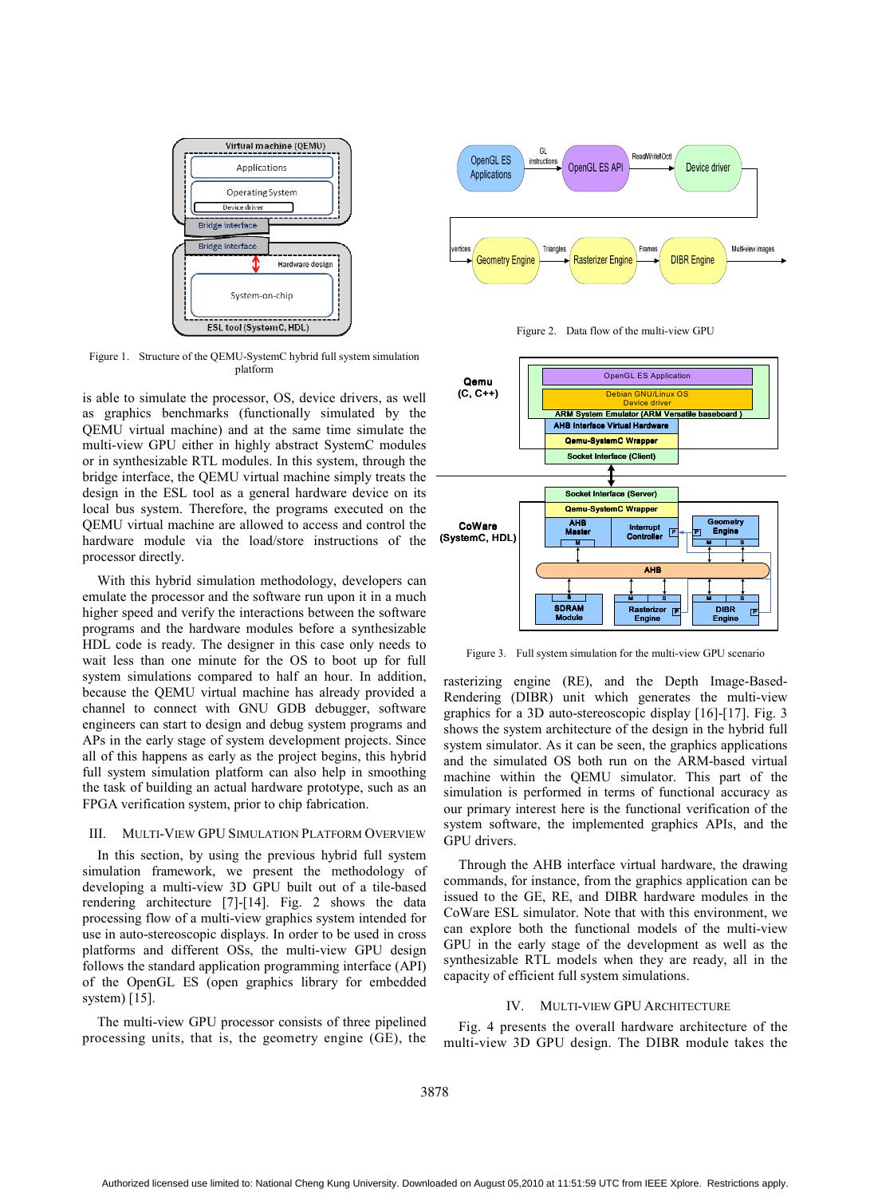Figure 1. Structure of the QEMU-SystemC hybrid full system simulation platform

Figure 2. Data flow of the multi-view GPU

Figure 3. Full system simulation for the multi-view GPU scenario

is able to simulate the processor, OS, device drivers, as well as graphics benchmarks (functionally simulated by the QEMU virtual machine) and at the same time simulate the multi-view GPU either in highly abstract SystemC modules or in synthesizable RTL modules. In this system, through the bridge interface, the QEMU virtual machine simply treats the design in the ESL tool as a general hardware device on its local bus system. Therefore, the programs executed on the QEMU virtual machine are allowed to access and control the hardware module via the load/store instructions of the processor directly.

With this hybrid simulation methodology, developers can emulate the processor and the software run upon it in a much higher speed and verify the interactions between the software programs and the hardware modules before a synthesizable HDL code is ready. The designer in this case only needs to wait less than one minute for the OS to boot up for full system simulations compared to half an hour. In addition, because the QEMU virtual machine has already provided a channel to connect with GNU GDB debugger, software engineers can start to design and debug system programs and APs in the early stage of system development projects. Since all of this happens as early as the project begins, this hybrid full system simulation platform can also help in smoothing the task of building an actual hardware prototype, such as an FPGA verification system, prior to chip fabrication.

## III. Multi-View GPU Simulation Platform Overview

In this section, by using the previous hybrid system simulation framework, we present the methodology of developing a multi-view 3D GPU built out of a tile-based rendering architecture [7]-[14]. Fig. 2 shows the data processing flow of a multi-view graphics system intended for use in auto-stereoscopic displays. In order to be used in cross platforms and different OSs, the multi-view GPU design follows the standard application programming interface (API) of the OpenGL ES (open graphics library for embedded system) [15].

The multi-view GPU processor consists of three pipelined processing units, that is, the geometry engine (GE), the rasterizing engine (RE), and the Depth Image-Based-Rendering (DIBR) unit which generates the multi-view graphics for a 3D auto-stereoscopic display [16]-[17]. Fig. 3 shows the system architecture of the design in the hybrid full system simulator. As it can be seen, the graphics applications and the simulated OS both run on the ARM-based virtual machine within the QEMU simulator. This part of the simulation is performed in terms of functional accuracy as our primary interest here is the functional verification of the system software, the implemented graphics APIs, and the GPU drivers.

Through the AHB interface virtual hardware, the drawing commands, for instance, from the graphics application can be issued to the GE, RE, and DIBR hardware modules in the CoWare ESL simulator. Note that with this environment, we can explore both the functional models of the multi-view GPU in the early stage of the development as well as the synthesizable RTL models when they are ready, all in the capacity of efficient full system simulations.

## IV. Multi-View GPU Architecture

Fig. 4 presents the overall hardware architecture of the multi-view 3D GPU design. The DIBR module takes the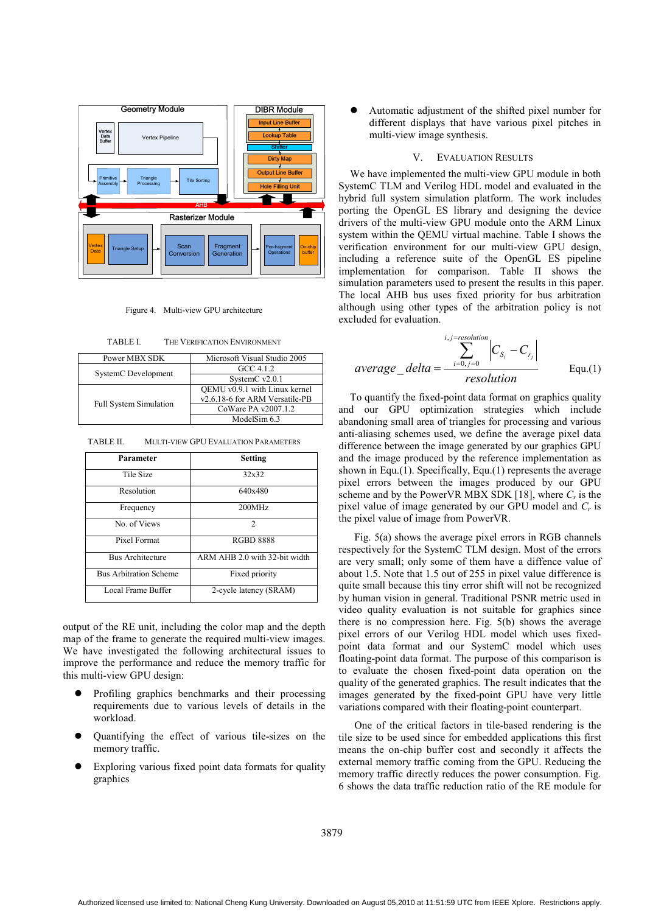Figure 4. Multi-view GPU architecture

TABLE I. THE VERIFICATION ENVIRONMENT

| | |
|---|---|
| Power MBX SDK | Microsoft Visual Studio 2005 |
| SystemC Development | GCC 4.1.2 |
| | SystemC v2.0.1 |
| Full System Simulation | QEMU v0.9.1 with Linux kernel v2.6.18-6 for ARM Versatile-PB |
| | CoWare PA v2007.1.2 |
| | ModelSim 6.3 |

TABLE II. MULTI-VIEW GPU EVALUATION PARAMETERS

| Parameter | Setting |
|---|---|
| Tile Size | 32x32 |
| Resolution | 640x480 |
| Frequency | 200MHz |
| No. of Views | 2 |
| Pixel Format | RGBD 8888 |
| Bus Architecture | ARM AHB 2.0 with 32-bit width |
| Bus Arbitration Scheme | Fixed priority |
| Local Frame Buffer | 2-cycle latency (SRAM) |

output of the RE unit, including the color map and the depth map of the frame to generate the required multi-view images. We have investigated the following architectural issues to improve the performance and reduce the memory traffic for this multi-view GPU design:

- Profiling graphics benchmarks and their processing requirements due to various levels of details in the workload.
- Quantifying the effect of various tile-sizes on the memory traffic.
- Exploring various fixed point data formats for quality graphics
- Automatic adjustment of the shifted pixel number for different displays that have various pixel pitches in multi-view image synthesis.

## V. EVALUATION RESULTS

We have implemented the multi-view GPU module in both SystemC TLM and Verilog HDL model and evaluated in the hybrid full system simulation platform. The work includes porting the OpenGL ES library and designing the device drivers of the multi-view GPU module onto the ARM Linux system within the QEMU virtual machine. Table I shows the verification environment for our multi-view GPU design, including a reference suite of the OpenGL ES pipeline implementation for comparison. Table II shows the simulation parameters used to present the results in this paper. The local AHB bus uses fixed priority for bus arbitration although using other types of the arbitration policy is not excluded for evaluation.

$$average\_delta = \frac{\sum_{i=0,j=0}^{i,j=resolution} \left| C_{S_i} - C_{r_j} \right|}{resolution} \qquad \text{Equ.(1)}$$

To quantify the fixed-point data format on graphics quality and our GPU optimization strategies which include abandoning small area of triangles for processing and various anti-aliasing schemes used, we define the average pixel data difference between the image generated by our graphics GPU and the image produced by the reference implementation as shown in Equ.(1). Specifically, Equ.(1) represents the average pixel errors between the images produced by our GPU scheme and by the PowerVR MBX SDK [18], where $C_s$ is the pixel value of image generated by our GPU model and $C_r$ is the pixel value of image from PowerVR.

Fig. 5(a) shows the average pixel errors in RGB channels respectively for the SystemC TLM design. Most of the errors are very small; only some of them have a diffence value of about 1.5. Note that 1.5 out of 255 in pixel value difference is quite small because this tiny error shift will not be recognized by human vision in general. Traditional PSNR metric used in video quality evaluation is not suitable for graphics since there is no compression here. Fig. 5(b) shows the average pixel errors of our Verilog HDL model which uses fixed-point data format and our SystemC model which uses floating-point data format. The purpose of this comparison is to evaluate the chosen fixed-point data operation on the quality of the generated graphics. The result indicates that the images generated by the fixed-point GPU have very little variations compared with their floating-point counterpart.

One of the critical factors in tile-based rendering is the tile size to be used since for embedded applications this first means the on-chip buffer cost and secondly it affects the external memory traffic coming from the GPU. Reducing the memory traffic directly reduces the power consumption. Fig. 6 shows the data traffic reduction ratio of the RE module for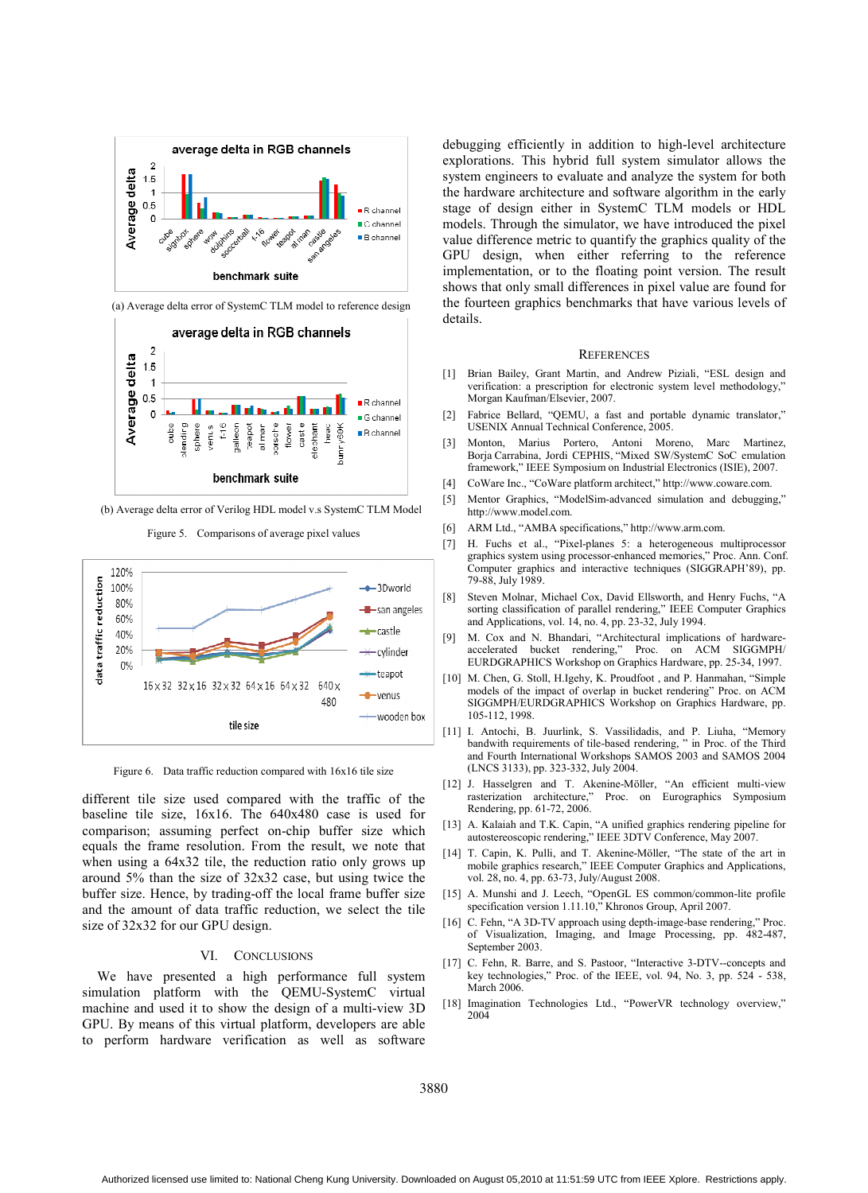average delta in RGB channels

Average delta

2
1.5
1
0.5
0

cube
signbox
sphere
wow
dolphins
soccerball
f-16
flower
teapot
al man
castle
san angeles

R channel
G channel
B channel

benchmark suite

(a) Average delta error of SystemC TLM model to reference design

average delta in RGB channels

Average delta

2
1.5
1
0.5
0

cube
blending
sphere
venus
f-16
galleon
teapot
al mar
porsche
flower
castle
elephant
head
bunny69K

R channel
G channel
B channel

benchmark suite

(b) Average delta error of Verilog HDL model v.s SystemC TLM Model

Figure 5. Comparisons of average pixel values

data traffic reduction

120%
100%
80%
60%
40%
20%
0%

16x32
32x16
32x32
64x16
64x32
640x480

tile size

3Dworld
san angeles
castle
cylinder
teapot
venus
wooden box

Figure 6. Data traffic reduction compared with 16x16 tile size

different tile size used compared with the traffic of the baseline tile size, 16x16. The 640x480 case is used for comparison; assuming perfect on-chip buffer size which equals the frame resolution. From the result, we note that when using a 64x32 tile, the reduction ratio only grows up around 5% than the size of 32x32 case, but using twice the buffer size. Hence, by trading-off the local frame buffer size and the amount of data traffic reduction, we select the tile size of 32x32 for our GPU design.

## VI. CONCLUSIONS

We have presented a high performance full system simulation platform with the QEMU-SystemC virtual machine and used it to show the design of a multi-view 3D GPU. By means of this virtual platform, developers are able to perform hardware verification as well as software debugging efficiently in addition to high-level architecture explorations. This hybrid full system simulator allows the system engineers to evaluate and analyze the system for both the hardware architecture and software algorithm in the early stage of design either in SystemC TLM models or HDL models. Through the simulator, we have introduced the pixel value difference metric to quantify the graphics quality of the GPU design, when either referring to the reference implementation, or to the floating point version. The result shows that only small differences in pixel value are found for the fourteen graphics benchmarks that have various levels of details.

## REFERENCES

[1] Brian Bailey, Grant Martin, and Andrew Piziali, "ESL design and verification: a prescription for electronic system level methodology," Morgan Kaufman/Elsevier, 2007.

[2] Fabrice Bellard, "QEMU, a fast and portable dynamic translator," USENIX Annual Technical Conference, 2005.

[3] Monton, Marius Portero, Antoni Moreno, Marc Martinez, Borja Carrabina, Jordi CEPHIS, "Mixed SW/SystemC SoC emulation framework," IEEE Symposium on Industrial Electronics (ISIE), 2007.

[4] CoWare Inc., "CoWare platform architect," http://www.coware.com.

[5] Mentor Graphics, "ModelSim-advanced simulation and debugging," http://www.model.com.

[6] ARM Ltd., "AMBA specifications," http://www.arm.com.

[7] H. Fuchs et al., "Pixel-planes 5: a heterogeneous multiprocessor graphics system using processor-enhanced memories," Proc. Ann. Conf. Computer graphics and interactive techniques (SIGGRAPH'89), pp. 79-88, July 1989.

[8] Steven Molnar, Michael Cox, David Ellsworth, and Henry Fuchs, "A sorting classification of parallel rendering," IEEE Computer Graphics and Applications, vol. 14, no. 4, pp. 23-32, July 1994.

[9] M. Cox and N. Bhandari, "Architectural implications of hardware-accelerated bucket rendering," Proc. on ACM SIGGMPH/ EURDGRAPHICS Workshop on Graphics Hardware, pp. 25-34, 1997.

[10] M. Chen, G. Stoll, H.Igehy, K. Proudfoot , and P. Hanmahan, "Simple models of the impact of overlap in bucket rendering" Proc. on ACM SIGGMPH/EURDGRAPHICS Workshop on Graphics Hardware, pp. 105-112, 1998.

[11] I. Antochi, B. Juurlink, S. Vassilidadis, and P. Liuha, "Memory bandwith requirements of tile-based rendering, " in Proc. of the Third and Fourth International Workshops SAMOS 2003 and SAMOS 2004 (LNCS 3133), pp. 323-332, July 2004.

[12] J. Hasselgren and T. Akenine-Möller, "An efficient multi-view rasterization architecture," Proc. on Eurographics Symposium Rendering, pp. 61-72, 2006.

[13] A. Kalaiah and T.K. Capin, "A unified graphics rendering pipeline for autostereoscopic rendering," IEEE 3DTV Conference, May 2007.

[14] T. Capin, K. Pulli, and T. Akenine-Möller, "The state of the art in mobile graphics research," IEEE Computer Graphics and Applications, vol. 28, no. 4, pp. 63-73, July/August 2008.

[15] A. Munshi and J. Leech, "OpenGL ES common/common-lite profile specification version 1.11.10," Khronos Group, April 2007.

[16] C. Fehn, "A 3D-TV approach using depth-image-base rendering," Proc. of Visualization, Imaging, and Image Processing, pp. 482-487, September 2003.

[17] C. Fehn, R. Barre, and S. Pastoor, "Interactive 3-DTV--concepts and key technologies," Proc. of the IEEE, vol. 94, No. 3, pp. 524 - 538, March 2006.

[18] Imagination Technologies Ltd., "PowerVR technology overview," 2004